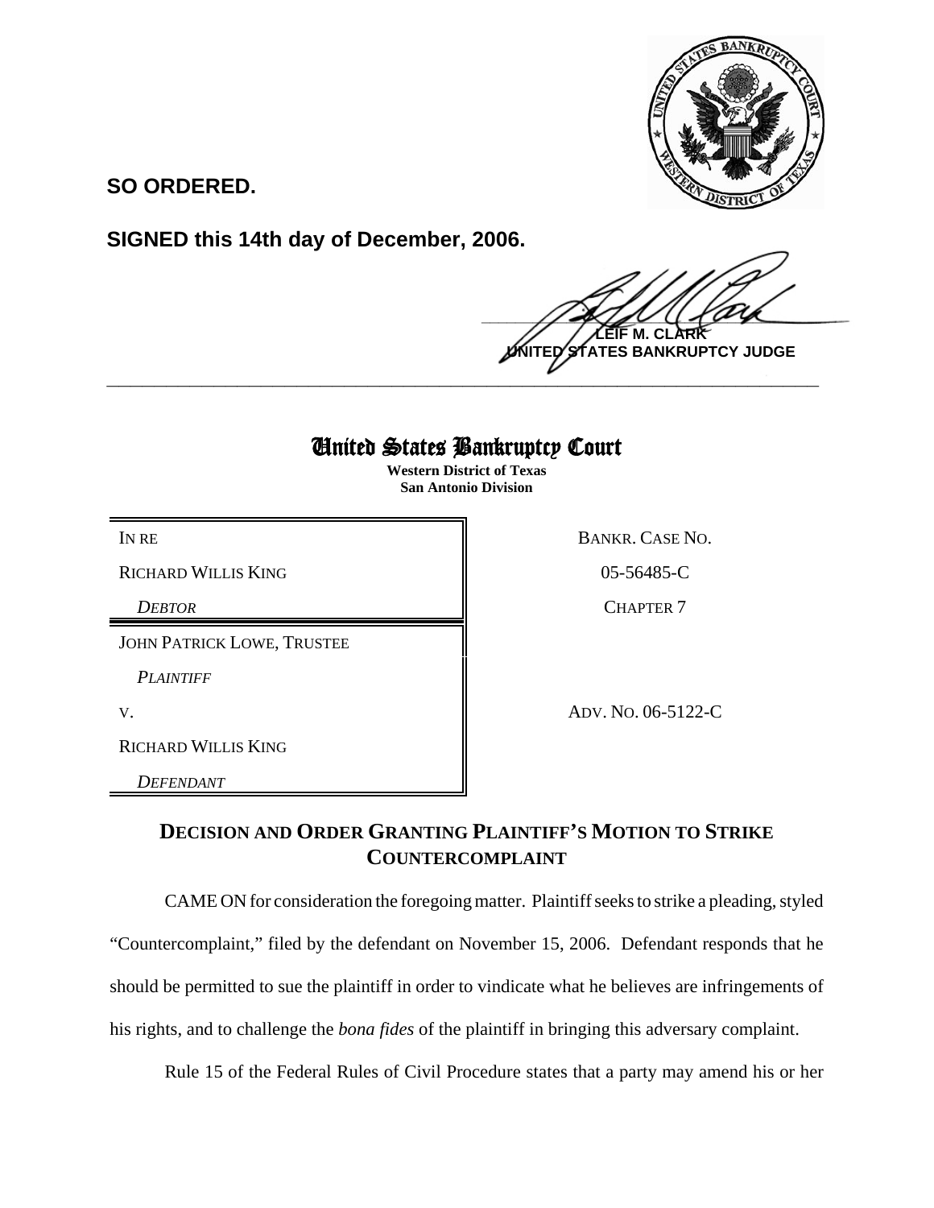**SO ORDERED.**

**SIGNED this 14th day of December, 2006.**

**LEIF M. CLARK**
**UNITED STATES BANKRUPTCY JUDGE**

---

# United States Bankruptcy Court

**Western District of Texas**
**San Antonio Division**

| | |
|---|---|
| IN RE<br>RICHARD WILLIS KING<br>*DEBTOR* | BANKR. CASE NO.<br>05-56485-C<br>CHAPTER 7 |
| JOHN PATRICK LOWE, TRUSTEE<br>*PLAINTIFF*<br>V.<br>RICHARD WILLIS KING<br>*DEFENDANT* | ADV. NO. 06-5122-C |

## DECISION AND ORDER GRANTING PLAINTIFF'S MOTION TO STRIKE COUNTERCOMPLAINT

CAME ON for consideration the foregoing matter. Plaintiff seeks to strike a pleading, styled "Countercomplaint," filed by the defendant on November 15, 2006. Defendant responds that he should be permitted to sue the plaintiff in order to vindicate what he believes are infringements of his rights, and to challenge the *bona fides* of the plaintiff in bringing this adversary complaint.

Rule 15 of the Federal Rules of Civil Procedure states that a party may amend his or her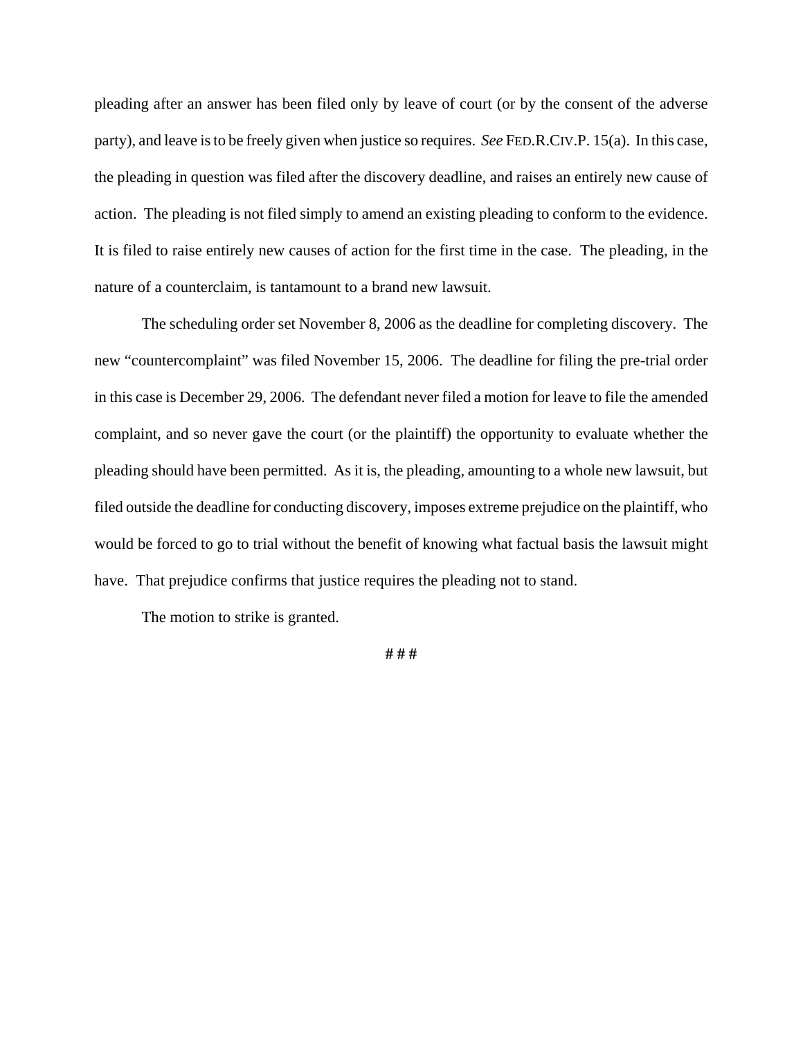pleading after an answer has been filed only by leave of court (or by the consent of the adverse party), and leave is to be freely given when justice so requires. *See* FED.R.CIV.P. 15(a). In this case, the pleading in question was filed after the discovery deadline, and raises an entirely new cause of action. The pleading is not filed simply to amend an existing pleading to conform to the evidence. It is filed to raise entirely new causes of action for the first time in the case. The pleading, in the nature of a counterclaim, is tantamount to a brand new lawsuit.

The scheduling order set November 8, 2006 as the deadline for completing discovery. The new "countercomplaint" was filed November 15, 2006. The deadline for filing the pre-trial order in this case is December 29, 2006. The defendant never filed a motion for leave to file the amended complaint, and so never gave the court (or the plaintiff) the opportunity to evaluate whether the pleading should have been permitted. As it is, the pleading, amounting to a whole new lawsuit, but filed outside the deadline for conducting discovery, imposes extreme prejudice on the plaintiff, who would be forced to go to trial without the benefit of knowing what factual basis the lawsuit might have. That prejudice confirms that justice requires the pleading not to stand.

The motion to strike is granted.

# # #